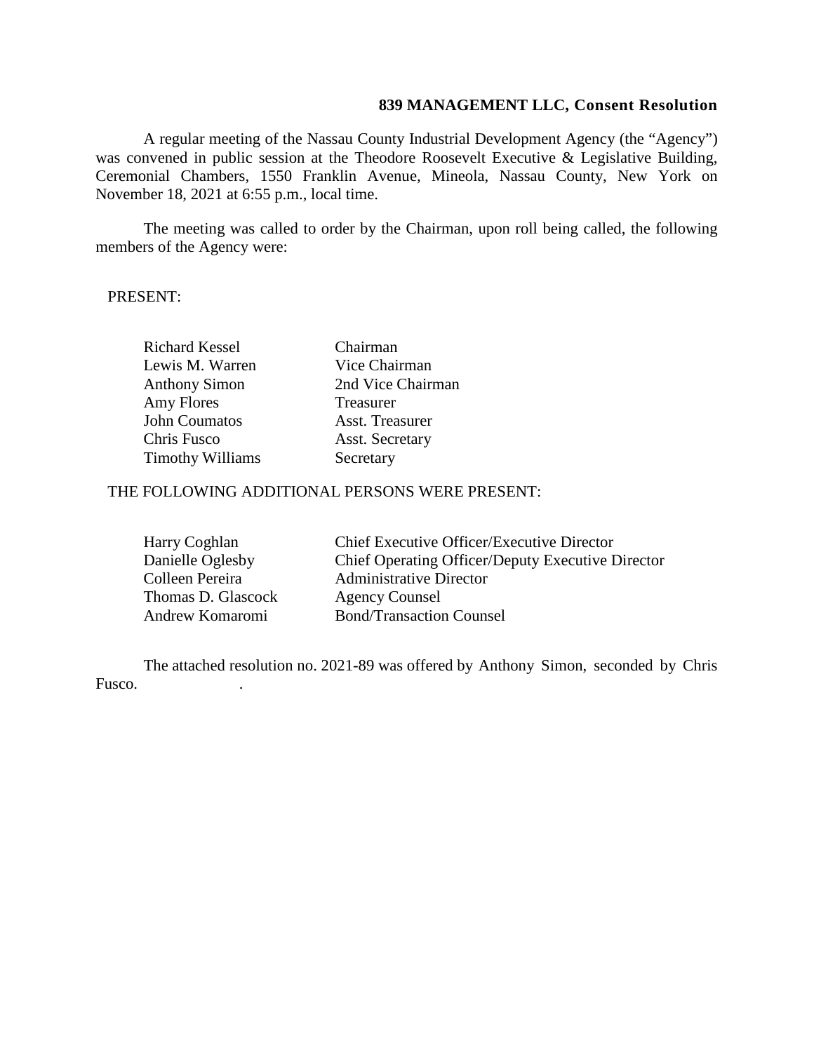**839 MANAGEMENT LLC, Consent Resolution**

A regular meeting of the Nassau County Industrial Development Agency (the "Agency") was convened in public session at the Theodore Roosevelt Executive & Legislative Building, Ceremonial Chambers, 1550 Franklin Avenue, Mineola, Nassau County, New York on November 18, 2021 at 6:55 p.m., local time.

The meeting was called to order by the Chairman, upon roll being called, the following members of the Agency were:

PRESENT:

| | |
|---|---|
| Richard Kessel | Chairman |
| Lewis M. Warren | Vice Chairman |
| Anthony Simon | 2nd Vice Chairman |
| Amy Flores | Treasurer |
| John Coumatos | Asst. Treasurer |
| Chris Fusco | Asst. Secretary |
| Timothy Williams | Secretary |

THE FOLLOWING ADDITIONAL PERSONS WERE PRESENT:

| | |
|---|---|
| Harry Coghlan | Chief Executive Officer/Executive Director |
| Danielle Oglesby | Chief Operating Officer/Deputy Executive Director |
| Colleen Pereira | Administrative Director |
| Thomas D. Glascock | Agency Counsel |
| Andrew Komaromi | Bond/Transaction Counsel |

The attached resolution no. 2021-89 was offered by Anthony Simon, seconded by Chris Fusco.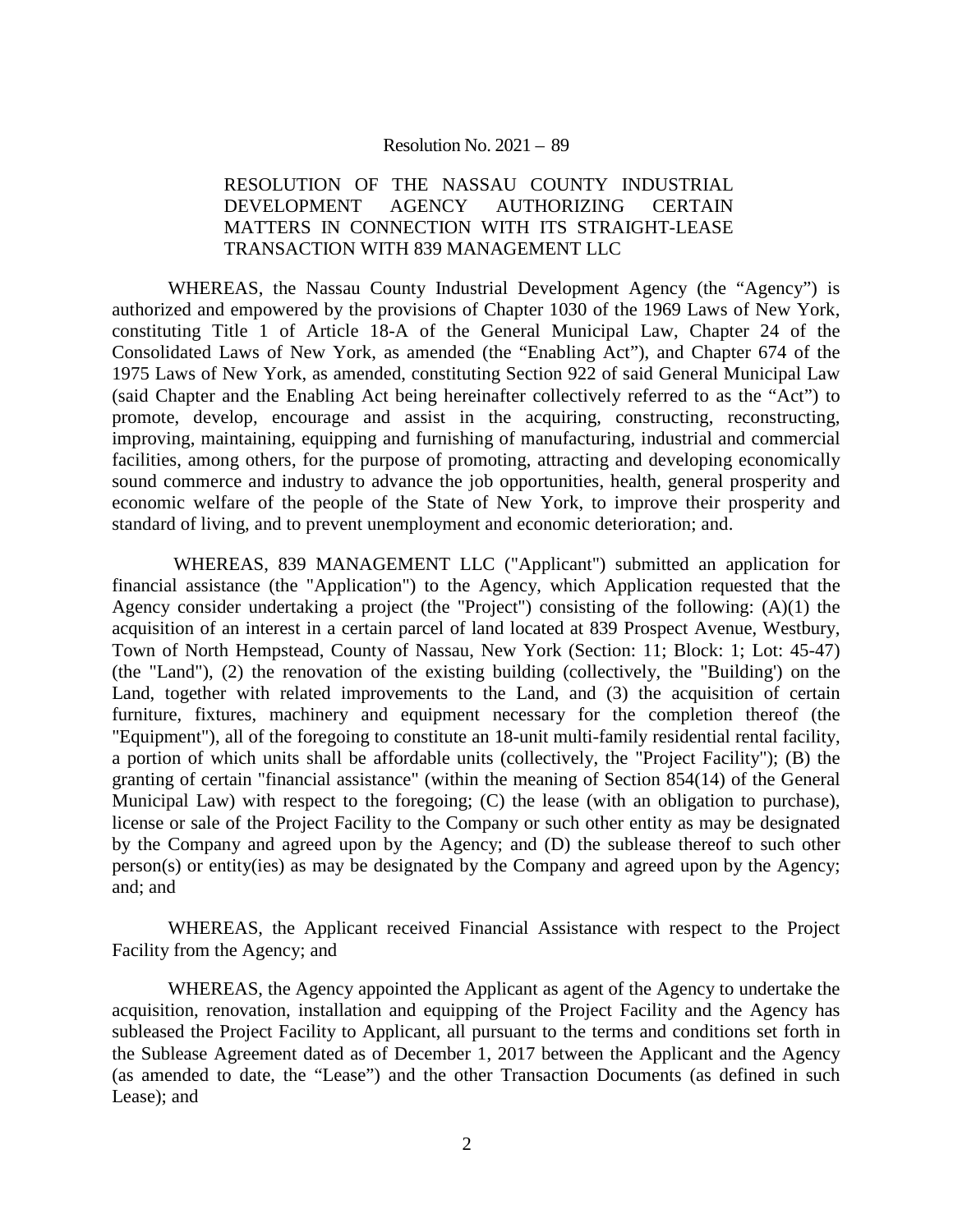Resolution No. 2021 – 89

RESOLUTION OF THE NASSAU COUNTY INDUSTRIAL DEVELOPMENT AGENCY AUTHORIZING CERTAIN MATTERS IN CONNECTION WITH ITS STRAIGHT-LEASE TRANSACTION WITH 839 MANAGEMENT LLC

WHEREAS, the Nassau County Industrial Development Agency (the "Agency") is authorized and empowered by the provisions of Chapter 1030 of the 1969 Laws of New York, constituting Title 1 of Article 18-A of the General Municipal Law, Chapter 24 of the Consolidated Laws of New York, as amended (the "Enabling Act"), and Chapter 674 of the 1975 Laws of New York, as amended, constituting Section 922 of said General Municipal Law (said Chapter and the Enabling Act being hereinafter collectively referred to as the "Act") to promote, develop, encourage and assist in the acquiring, constructing, reconstructing, improving, maintaining, equipping and furnishing of manufacturing, industrial and commercial facilities, among others, for the purpose of promoting, attracting and developing economically sound commerce and industry to advance the job opportunities, health, general prosperity and economic welfare of the people of the State of New York, to improve their prosperity and standard of living, and to prevent unemployment and economic deterioration; and.

WHEREAS, 839 MANAGEMENT LLC ("Applicant") submitted an application for financial assistance (the "Application") to the Agency, which Application requested that the Agency consider undertaking a project (the "Project") consisting of the following: (A)(1) the acquisition of an interest in a certain parcel of land located at 839 Prospect Avenue, Westbury, Town of North Hempstead, County of Nassau, New York (Section: 11; Block: 1; Lot: 45-47) (the "Land"), (2) the renovation of the existing building (collectively, the "Building') on the Land, together with related improvements to the Land, and (3) the acquisition of certain furniture, fixtures, machinery and equipment necessary for the completion thereof (the "Equipment"), all of the foregoing to constitute an 18-unit multi-family residential rental facility, a portion of which units shall be affordable units (collectively, the "Project Facility"); (B) the granting of certain "financial assistance" (within the meaning of Section 854(14) of the General Municipal Law) with respect to the foregoing; (C) the lease (with an obligation to purchase), license or sale of the Project Facility to the Company or such other entity as may be designated by the Company and agreed upon by the Agency; and (D) the sublease thereof to such other person(s) or entity(ies) as may be designated by the Company and agreed upon by the Agency; and; and

WHEREAS, the Applicant received Financial Assistance with respect to the Project Facility from the Agency; and

WHEREAS, the Agency appointed the Applicant as agent of the Agency to undertake the acquisition, renovation, installation and equipping of the Project Facility and the Agency has subleased the Project Facility to Applicant, all pursuant to the terms and conditions set forth in the Sublease Agreement dated as of December 1, 2017 between the Applicant and the Agency (as amended to date, the "Lease") and the other Transaction Documents (as defined in such Lease); and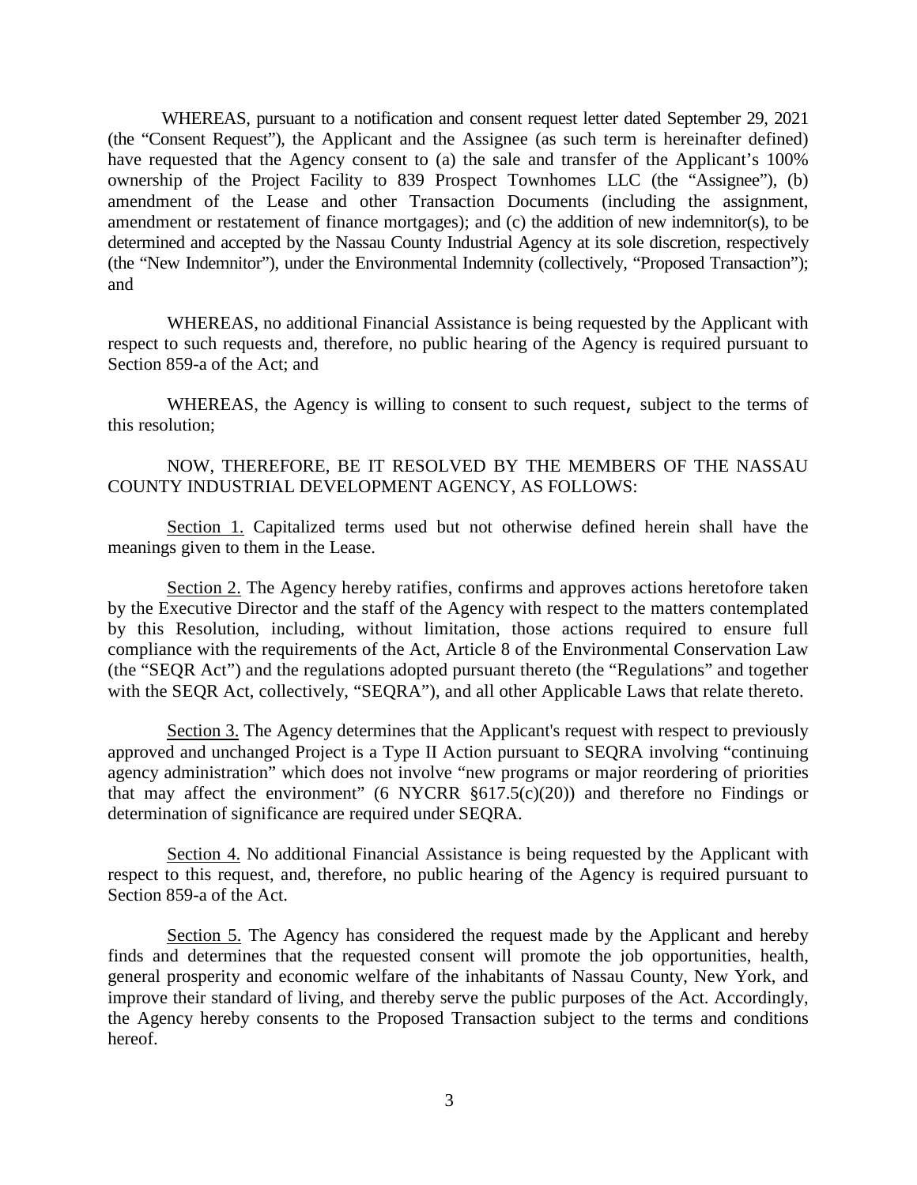WHEREAS, pursuant to a notification and consent request letter dated September 29, 2021 (the "Consent Request"), the Applicant and the Assignee (as such term is hereinafter defined) have requested that the Agency consent to (a) the sale and transfer of the Applicant's 100% ownership of the Project Facility to 839 Prospect Townhomes LLC (the "Assignee"), (b) amendment of the Lease and other Transaction Documents (including the assignment, amendment or restatement of finance mortgages); and (c) the addition of new indemnitor(s), to be determined and accepted by the Nassau County Industrial Agency at its sole discretion, respectively (the "New Indemnitor"), under the Environmental Indemnity (collectively, "Proposed Transaction"); and

WHEREAS, no additional Financial Assistance is being requested by the Applicant with respect to such requests and, therefore, no public hearing of the Agency is required pursuant to Section 859-a of the Act; and

WHEREAS, the Agency is willing to consent to such request, subject to the terms of this resolution;

NOW, THEREFORE, BE IT RESOLVED BY THE MEMBERS OF THE NASSAU COUNTY INDUSTRIAL DEVELOPMENT AGENCY, AS FOLLOWS:

Section 1. Capitalized terms used but not otherwise defined herein shall have the meanings given to them in the Lease.

Section 2. The Agency hereby ratifies, confirms and approves actions heretofore taken by the Executive Director and the staff of the Agency with respect to the matters contemplated by this Resolution, including, without limitation, those actions required to ensure full compliance with the requirements of the Act, Article 8 of the Environmental Conservation Law (the "SEQR Act") and the regulations adopted pursuant thereto (the "Regulations" and together with the SEQR Act, collectively, "SEQRA"), and all other Applicable Laws that relate thereto.

Section 3. The Agency determines that the Applicant's request with respect to previously approved and unchanged Project is a Type II Action pursuant to SEQRA involving "continuing agency administration" which does not involve "new programs or major reordering of priorities that may affect the environment" (6 NYCRR §617.5(c)(20)) and therefore no Findings or determination of significance are required under SEQRA.

Section 4. No additional Financial Assistance is being requested by the Applicant with respect to this request, and, therefore, no public hearing of the Agency is required pursuant to Section 859-a of the Act.

Section 5. The Agency has considered the request made by the Applicant and hereby finds and determines that the requested consent will promote the job opportunities, health, general prosperity and economic welfare of the inhabitants of Nassau County, New York, and improve their standard of living, and thereby serve the public purposes of the Act. Accordingly, the Agency hereby consents to the Proposed Transaction subject to the terms and conditions hereof.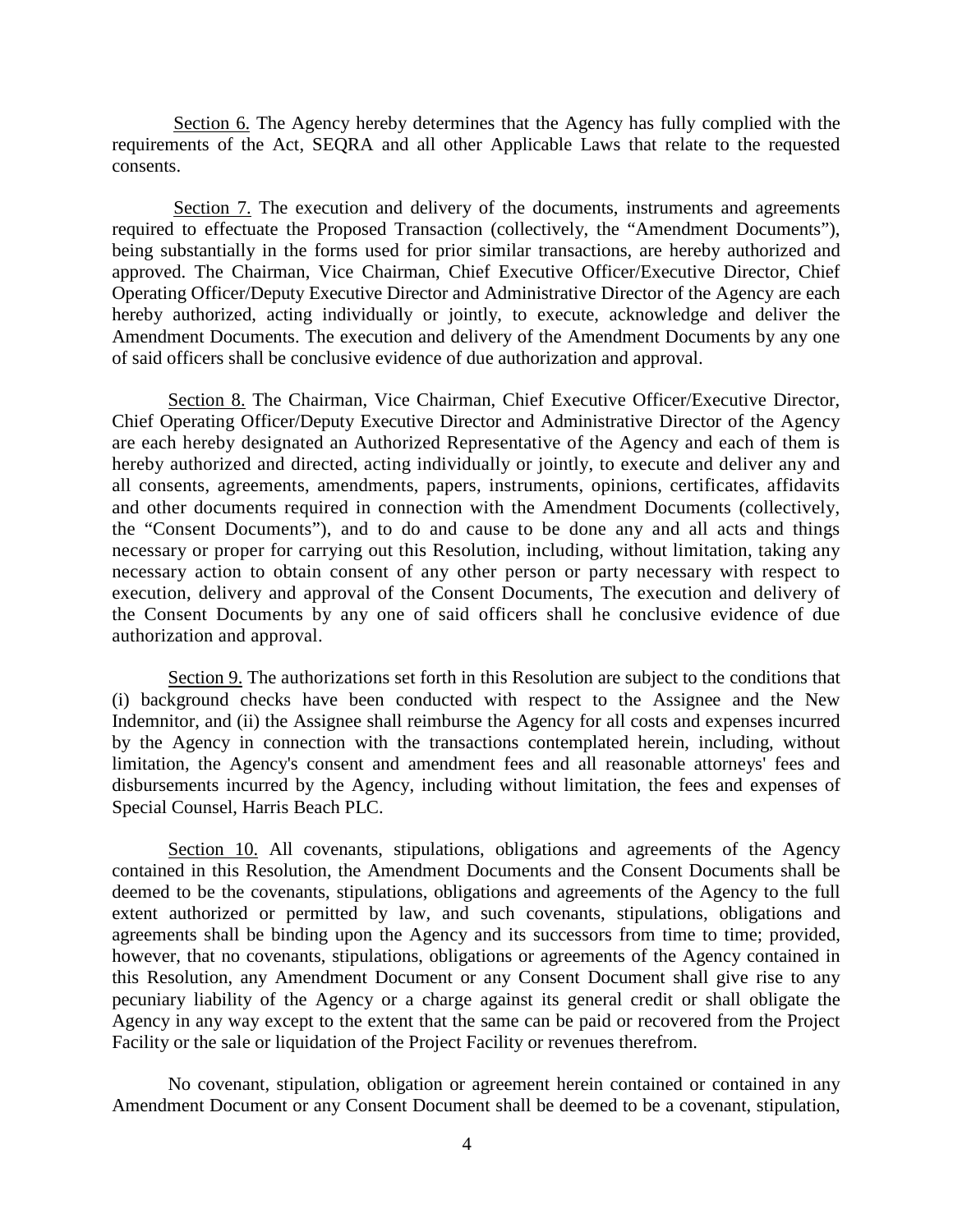Section 6. The Agency hereby determines that the Agency has fully complied with the requirements of the Act, SEQRA and all other Applicable Laws that relate to the requested consents.

Section 7. The execution and delivery of the documents, instruments and agreements required to effectuate the Proposed Transaction (collectively, the "Amendment Documents"), being substantially in the forms used for prior similar transactions, are hereby authorized and approved. The Chairman, Vice Chairman, Chief Executive Officer/Executive Director, Chief Operating Officer/Deputy Executive Director and Administrative Director of the Agency are each hereby authorized, acting individually or jointly, to execute, acknowledge and deliver the Amendment Documents. The execution and delivery of the Amendment Documents by any one of said officers shall be conclusive evidence of due authorization and approval.

Section 8. The Chairman, Vice Chairman, Chief Executive Officer/Executive Director, Chief Operating Officer/Deputy Executive Director and Administrative Director of the Agency are each hereby designated an Authorized Representative of the Agency and each of them is hereby authorized and directed, acting individually or jointly, to execute and deliver any and all consents, agreements, amendments, papers, instruments, opinions, certificates, affidavits and other documents required in connection with the Amendment Documents (collectively, the "Consent Documents"), and to do and cause to be done any and all acts and things necessary or proper for carrying out this Resolution, including, without limitation, taking any necessary action to obtain consent of any other person or party necessary with respect to execution, delivery and approval of the Consent Documents, The execution and delivery of the Consent Documents by any one of said officers shall he conclusive evidence of due authorization and approval.

Section 9. The authorizations set forth in this Resolution are subject to the conditions that (i) background checks have been conducted with respect to the Assignee and the New Indemnitor, and (ii) the Assignee shall reimburse the Agency for all costs and expenses incurred by the Agency in connection with the transactions contemplated herein, including, without limitation, the Agency's consent and amendment fees and all reasonable attorneys' fees and disbursements incurred by the Agency, including without limitation, the fees and expenses of Special Counsel, Harris Beach PLC.

Section 10. All covenants, stipulations, obligations and agreements of the Agency contained in this Resolution, the Amendment Documents and the Consent Documents shall be deemed to be the covenants, stipulations, obligations and agreements of the Agency to the full extent authorized or permitted by law, and such covenants, stipulations, obligations and agreements shall be binding upon the Agency and its successors from time to time; provided, however, that no covenants, stipulations, obligations or agreements of the Agency contained in this Resolution, any Amendment Document or any Consent Document shall give rise to any pecuniary liability of the Agency or a charge against its general credit or shall obligate the Agency in any way except to the extent that the same can be paid or recovered from the Project Facility or the sale or liquidation of the Project Facility or revenues therefrom.

No covenant, stipulation, obligation or agreement herein contained or contained in any Amendment Document or any Consent Document shall be deemed to be a covenant, stipulation,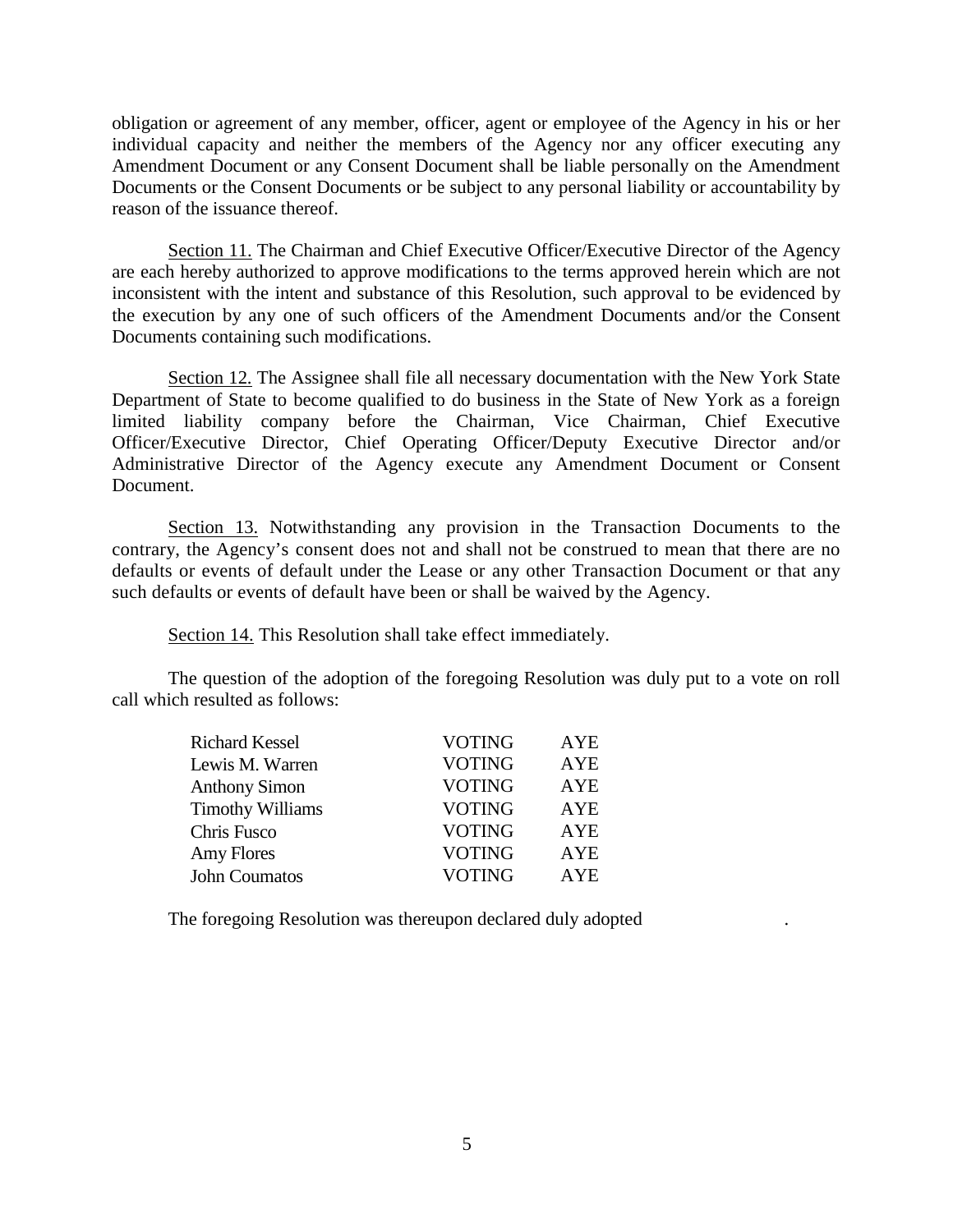obligation or agreement of any member, officer, agent or employee of the Agency in his or her individual capacity and neither the members of the Agency nor any officer executing any Amendment Document or any Consent Document shall be liable personally on the Amendment Documents or the Consent Documents or be subject to any personal liability or accountability by reason of the issuance thereof.

Section 11. The Chairman and Chief Executive Officer/Executive Director of the Agency are each hereby authorized to approve modifications to the terms approved herein which are not inconsistent with the intent and substance of this Resolution, such approval to be evidenced by the execution by any one of such officers of the Amendment Documents and/or the Consent Documents containing such modifications.

Section 12. The Assignee shall file all necessary documentation with the New York State Department of State to become qualified to do business in the State of New York as a foreign limited liability company before the Chairman, Vice Chairman, Chief Executive Officer/Executive Director, Chief Operating Officer/Deputy Executive Director and/or Administrative Director of the Agency execute any Amendment Document or Consent Document.

Section 13. Notwithstanding any provision in the Transaction Documents to the contrary, the Agency's consent does not and shall not be construed to mean that there are no defaults or events of default under the Lease or any other Transaction Document or that any such defaults or events of default have been or shall be waived by the Agency.

Section 14. This Resolution shall take effect immediately.

The question of the adoption of the foregoing Resolution was duly put to a vote on roll call which resulted as follows:

| | | |
|---|---|---|
| Richard Kessel | VOTING | AYE |
| Lewis M. Warren | VOTING | AYE |
| Anthony Simon | VOTING | AYE |
| Timothy Williams | VOTING | AYE |
| Chris Fusco | VOTING | AYE |
| Amy Flores | VOTING | AYE |
| John Coumatos | VOTING | AYE |

The foregoing Resolution was thereupon declared duly adopted .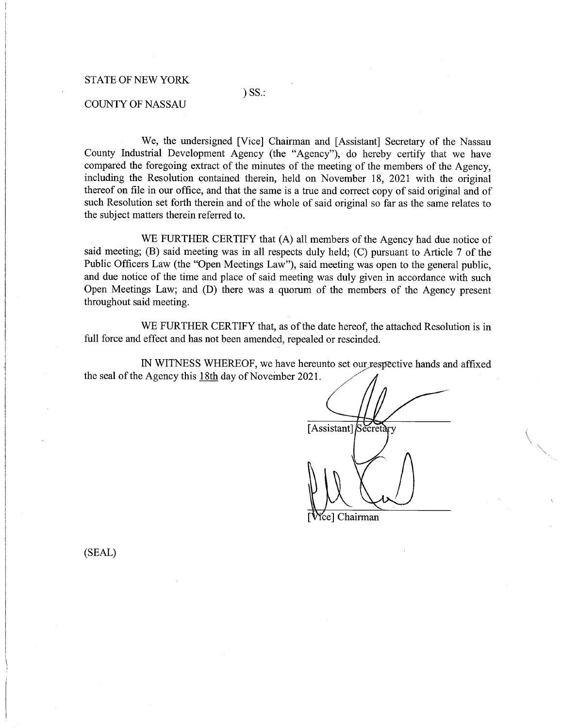STATE OF NEW YORK

) SS.:

COUNTY OF NASSAU

We, the undersigned [Vice] Chairman and [Assistant] Secretary of the Nassau County Industrial Development Agency (the "Agency"), do hereby certify that we have compared the foregoing extract of the minutes of the meeting of the members of the Agency, including the Resolution contained therein, held on November 18, 2021 with the original thereof on file in our office, and that the same is a true and correct copy of said original and of such Resolution set forth therein and of the whole of said original so far as the same relates to the subject matters therein referred to.

WE FURTHER CERTIFY that (A) all members of the Agency had due notice of said meeting; (B) said meeting was in all respects duly held; (C) pursuant to Article 7 of the Public Officers Law (the "Open Meetings Law"), said meeting was open to the general public, and due notice of the time and place of said meeting was duly given in accordance with such Open Meetings Law; and (D) there was a quorum of the members of the Agency present throughout said meeting.

WE FURTHER CERTIFY that, as of the date hereof, the attached Resolution is in full force and effect and has not been amended, repealed or rescinded.

IN WITNESS WHEREOF, we have hereunto set our respective hands and affixed the seal of the Agency this 18th day of November 2021.

[Assistant] Secretary

[Vice] Chairman

(SEAL)